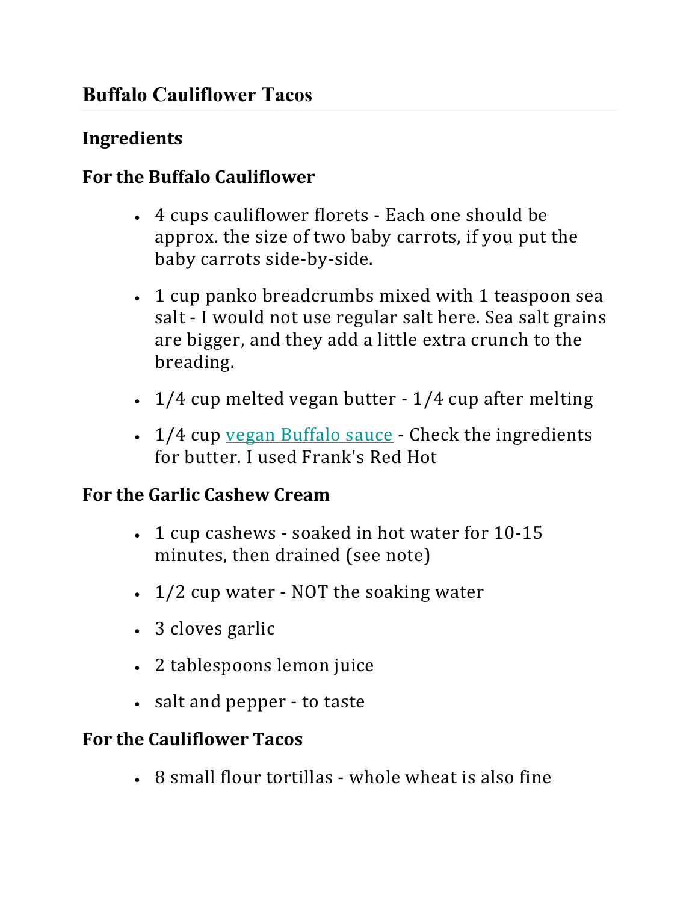# Buffalo Cauliflower Tacos

## Ingredients

### For the Buffalo Cauliflower

- 4 cups cauliflower florets - Each one should be approx. the size of two baby carrots, if you put the baby carrots side-by-side.
- 1 cup panko breadcrumbs mixed with 1 teaspoon sea salt - I would not use regular salt here. Sea salt grains are bigger, and they add a little extra crunch to the breading.
- 1/4 cup melted vegan butter - 1/4 cup after melting
- 1/4 cup vegan Buffalo sauce - Check the ingredients for butter. I used Frank's Red Hot

### For the Garlic Cashew Cream

- 1 cup cashews - soaked in hot water for 10-15 minutes, then drained (see note)
- 1/2 cup water - NOT the soaking water
- 3 cloves garlic
- 2 tablespoons lemon juice
- salt and pepper - to taste

### For the Cauliflower Tacos

- 8 small flour tortillas - whole wheat is also fine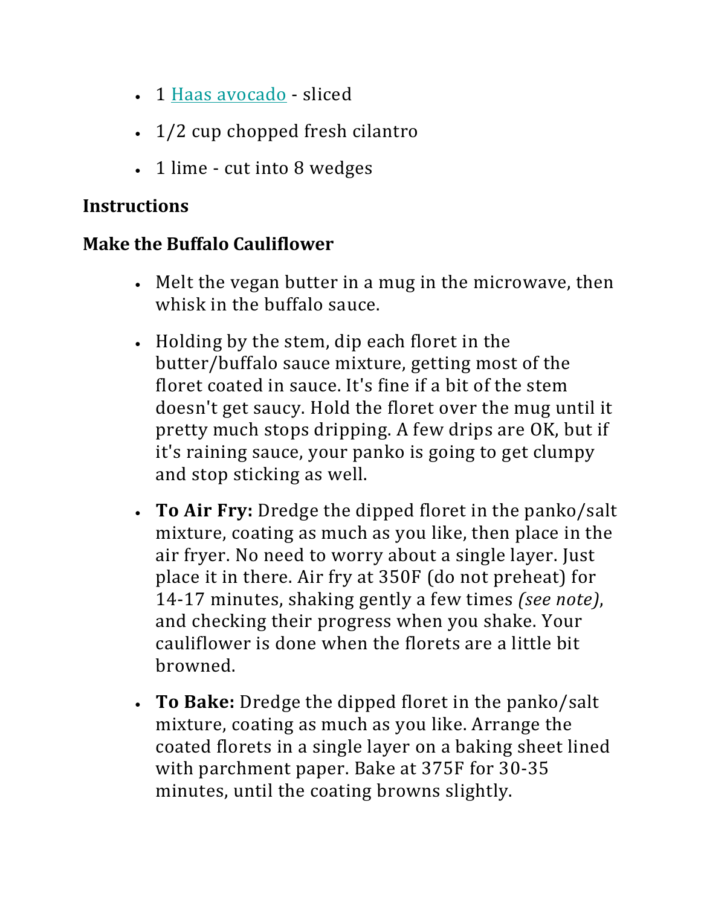- 1 Haas avocado - sliced
- 1/2 cup chopped fresh cilantro
- 1 lime - cut into 8 wedges

## Instructions

### Make the Buffalo Cauliflower

- Melt the vegan butter in a mug in the microwave, then whisk in the buffalo sauce.
- Holding by the stem, dip each floret in the butter/buffalo sauce mixture, getting most of the floret coated in sauce. It's fine if a bit of the stem doesn't get saucy. Hold the floret over the mug until it pretty much stops dripping. A few drips are OK, but if it's raining sauce, your panko is going to get clumpy and stop sticking as well.
- **To Air Fry:** Dredge the dipped floret in the panko/salt mixture, coating as much as you like, then place in the air fryer. No need to worry about a single layer. Just place it in there. Air fry at 350F (do not preheat) for 14-17 minutes, shaking gently a few times *(see note)*, and checking their progress when you shake. Your cauliflower is done when the florets are a little bit browned.
- **To Bake:** Dredge the dipped floret in the panko/salt mixture, coating as much as you like. Arrange the coated florets in a single layer on a baking sheet lined with parchment paper. Bake at 375F for 30-35 minutes, until the coating browns slightly.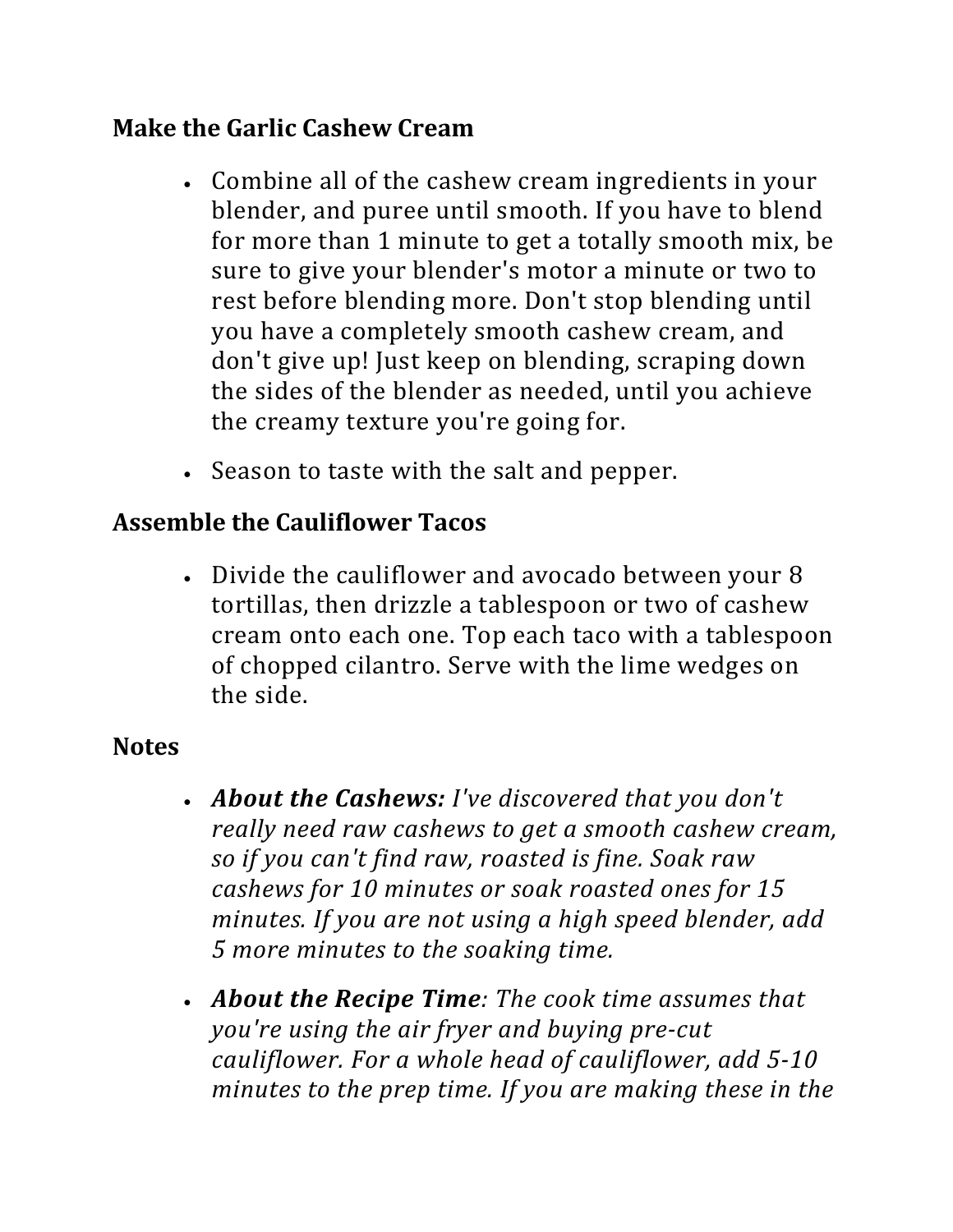### Make the Garlic Cashew Cream

- Combine all of the cashew cream ingredients in your blender, and puree until smooth. If you have to blend for more than 1 minute to get a totally smooth mix, be sure to give your blender's motor a minute or two to rest before blending more. Don't stop blending until you have a completely smooth cashew cream, and don't give up! Just keep on blending, scraping down the sides of the blender as needed, until you achieve the creamy texture you're going for.
- Season to taste with the salt and pepper.

### Assemble the Cauliflower Tacos

- Divide the cauliflower and avocado between your 8 tortillas, then drizzle a tablespoon or two of cashew cream onto each one. Top each taco with a tablespoon of chopped cilantro. Serve with the lime wedges on the side.

### Notes

- ***About the Cashews:*** *I've discovered that you don't really need raw cashews to get a smooth cashew cream, so if you can't find raw, roasted is fine. Soak raw cashews for 10 minutes or soak roasted ones for 15 minutes. If you are not using a high speed blender, add 5 more minutes to the soaking time.*
- ***About the Recipe Time****: The cook time assumes that you're using the air fryer and buying pre-cut cauliflower. For a whole head of cauliflower, add 5-10 minutes to the prep time. If you are making these in the*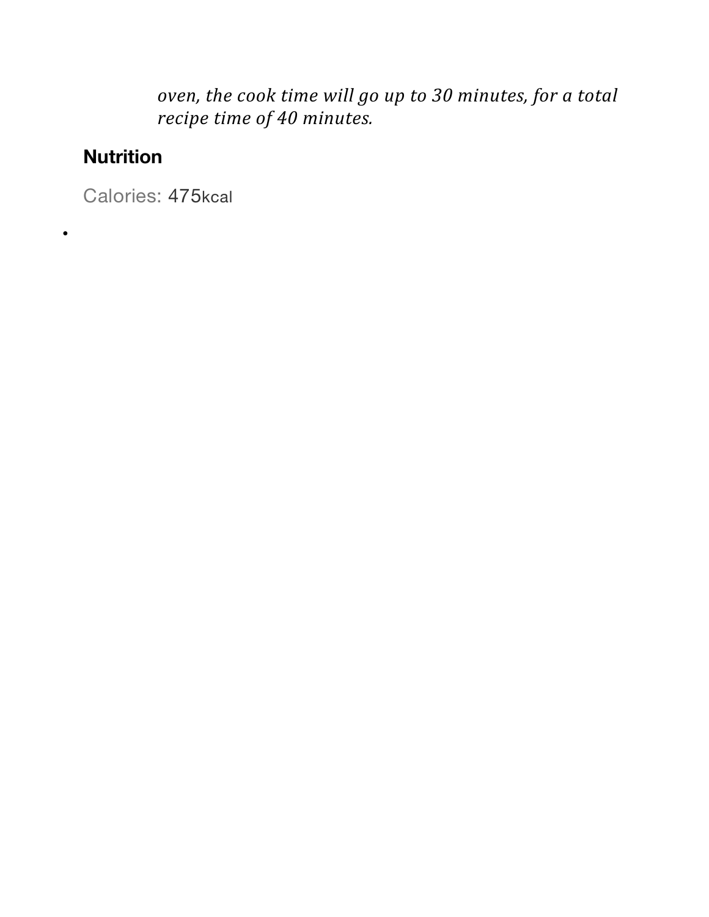*oven, the cook time will go up to 30 minutes, for a total recipe time of 40 minutes.*

## Nutrition

Calories: 475kcal